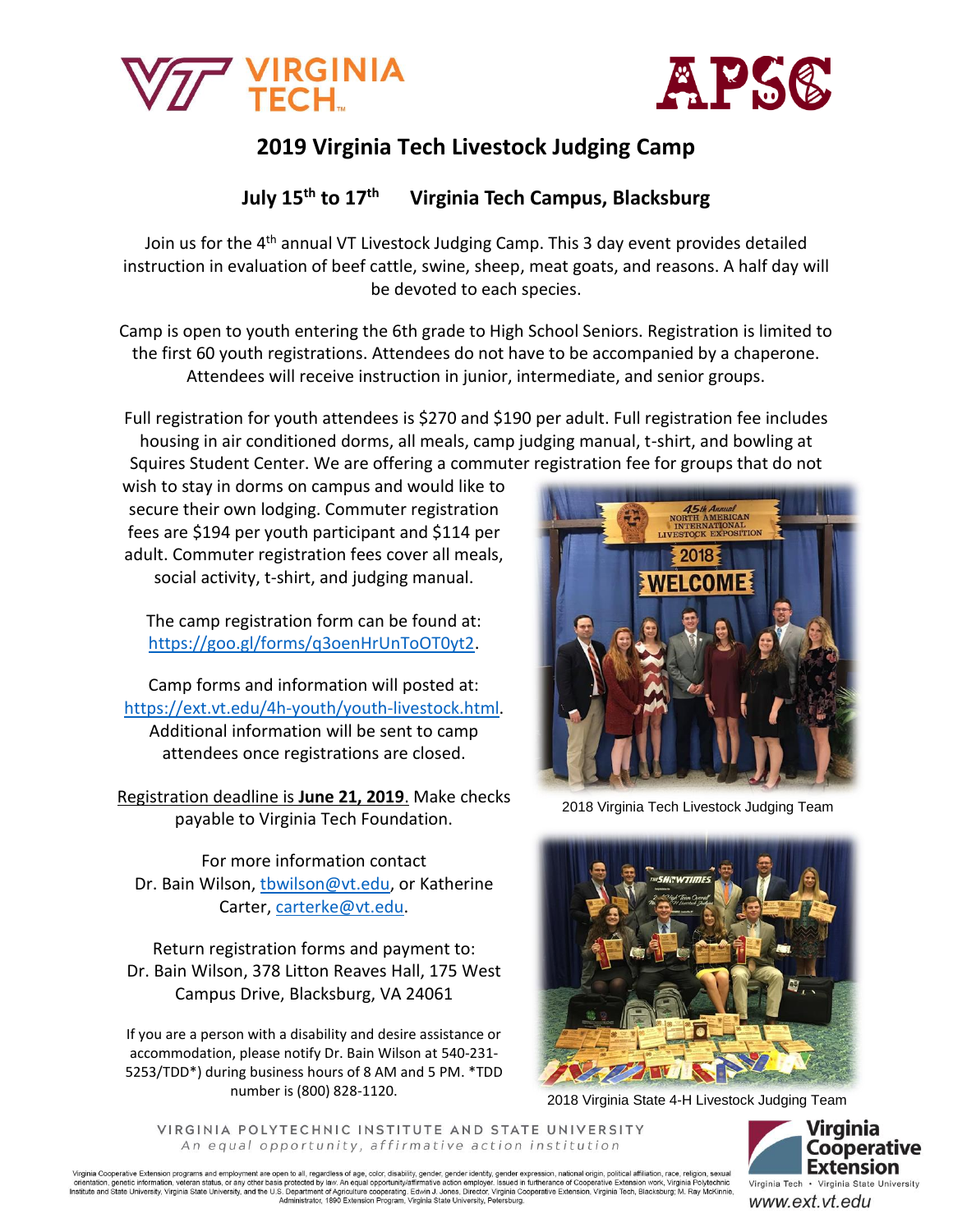# 2019 Virginia Tech Livestock Judging Camp

## July 15th to 17th     Virginia Tech Campus, Blacksburg

Join us for the 4th annual VT Livestock Judging Camp. This 3 day event provides detailed instruction in evaluation of beef cattle, swine, sheep, meat goats, and reasons. A half day will be devoted to each species.

Camp is open to youth entering the 6th grade to High School Seniors. Registration is limited to the first 60 youth registrations. Attendees do not have to be accompanied by a chaperone. Attendees will receive instruction in junior, intermediate, and senior groups.

Full registration for youth attendees is $270 and $190 per adult. Full registration fee includes housing in air conditioned dorms, all meals, camp judging manual, t-shirt, and bowling at Squires Student Center. We are offering a commuter registration fee for groups that do not wish to stay in dorms on campus and would like to secure their own lodging. Commuter registration fees are $194 per youth participant and $114 per adult. Commuter registration fees cover all meals, social activity, t-shirt, and judging manual.

The camp registration form can be found at: [https://goo.gl/forms/q3oenHrUnToOT0yt2](https://goo.gl/forms/q3oenHrUnToOT0yt2).

Camp forms and information will posted at: [https://ext.vt.edu/4h-youth/youth-livestock.html](https://ext.vt.edu/4h-youth/youth-livestock.html). Additional information will be sent to camp attendees once registrations are closed.

Registration deadline is **June 21, 2019**. Make checks payable to Virginia Tech Foundation.

For more information contact Dr. Bain Wilson, [tbwilson@vt.edu](mailto:tbwilson@vt.edu), or Katherine Carter, [carterke@vt.edu](mailto:carterke@vt.edu).

Return registration forms and payment to: Dr. Bain Wilson, 378 Litton Reaves Hall, 175 West Campus Drive, Blacksburg, VA 24061

If you are a person with a disability and desire assistance or accommodation, please notify Dr. Bain Wilson at 540-231-5253/TDD*) during business hours of 8 AM and 5 PM. *TDD number is (800) 828-1120.

2018 Virginia Tech Livestock Judging Team

2018 Virginia State 4-H Livestock Judging Team

VIRGINIA POLYTECHNIC INSTITUTE AND STATE UNIVERSITY

*An equal opportunity, affirmative action institution*

Virginia Cooperative Extension programs and employment are open to all, regardless of age, color, disability, gender, gender identity, gender expression, national origin, political affiliation, race, religion, sexual orientation, genetic information, veteran status, or any other basis protected by law. An equal opportunity/affirmative action employer. Issued in furtherance of Cooperative Extension work, Virginia Polytechnic Institute and State University, Virginia State University, and the U.S. Department of Agriculture cooperating. Edwin J. Jones, Director, Virginia Cooperative Extension, Virginia Tech, Blacksburg; M. Ray McKinnie, Administrator, 1890 Extension Program, Virginia State University, Petersburg.

Virginia Cooperative Extension

Virginia Tech • Virginia State University

www.ext.vt.edu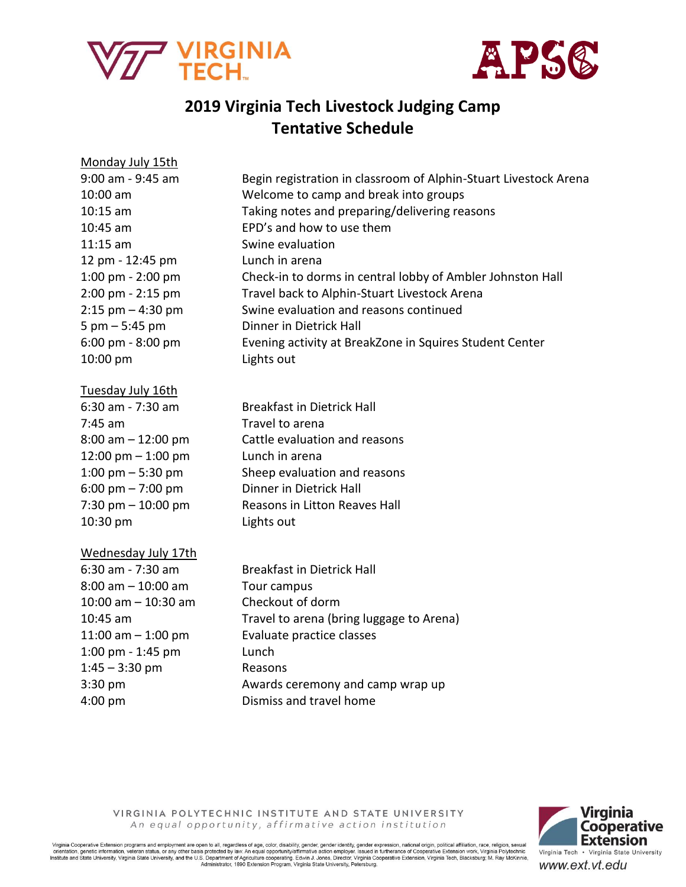# 2019 Virginia Tech Livestock Judging Camp
# Tentative Schedule

**Monday July 15th**

| | |
|---|---|
| 9:00 am - 9:45 am | Begin registration in classroom of Alphin-Stuart Livestock Arena |
| 10:00 am | Welcome to camp and break into groups |
| 10:15 am | Taking notes and preparing/delivering reasons |
| 10:45 am | EPD's and how to use them |
| 11:15 am | Swine evaluation |
| 12 pm - 12:45 pm | Lunch in arena |
| 1:00 pm - 2:00 pm | Check-in to dorms in central lobby of Ambler Johnston Hall |
| 2:00 pm - 2:15 pm | Travel back to Alphin-Stuart Livestock Arena |
| 2:15 pm – 4:30 pm | Swine evaluation and reasons continued |
| 5 pm – 5:45 pm | Dinner in Dietrick Hall |
| 6:00 pm - 8:00 pm | Evening activity at BreakZone in Squires Student Center |
| 10:00 pm | Lights out |

**Tuesday July 16th**

| | |
|---|---|
| 6:30 am - 7:30 am | Breakfast in Dietrick Hall |
| 7:45 am | Travel to arena |
| 8:00 am – 12:00 pm | Cattle evaluation and reasons |
| 12:00 pm – 1:00 pm | Lunch in arena |
| 1:00 pm – 5:30 pm | Sheep evaluation and reasons |
| 6:00 pm – 7:00 pm | Dinner in Dietrick Hall |
| 7:30 pm – 10:00 pm | Reasons in Litton Reaves Hall |
| 10:30 pm | Lights out |

**Wednesday July 17th**

| | |
|---|---|
| 6:30 am - 7:30 am | Breakfast in Dietrick Hall |
| 8:00 am – 10:00 am | Tour campus |
| 10:00 am – 10:30 am | Checkout of dorm |
| 10:45 am | Travel to arena (bring luggage to Arena) |
| 11:00 am – 1:00 pm | Evaluate practice classes |
| 1:00 pm - 1:45 pm | Lunch |
| 1:45 – 3:30 pm | Reasons |
| 3:30 pm | Awards ceremony and camp wrap up |
| 4:00 pm | Dismiss and travel home |

VIRGINIA POLYTECHNIC INSTITUTE AND STATE UNIVERSITY
*An equal opportunity, affirmative action institution*

Virginia Cooperative Extension programs and employment are open to all, regardless of age, color, disability, gender, gender identity, gender expression, national origin, political affiliation, race, religion, sexual orientation, genetic information, veteran status, or any other basis protected by law. An equal opportunity/affirmative action employer. Issued in furtherance of Cooperative Extension work, Virginia Polytechnic Institute and State University, Virginia State University, and the U.S. Department of Agriculture cooperating. Edwin J. Jones, Director, Virginia Cooperative Extension, Virginia Tech, Blacksburg; M. Ray McKinnie, Administrator, 1890 Extension Program, Virginia State University, Petersburg.

Virginia Cooperative Extension
Virginia Tech • Virginia State University
www.ext.vt.edu